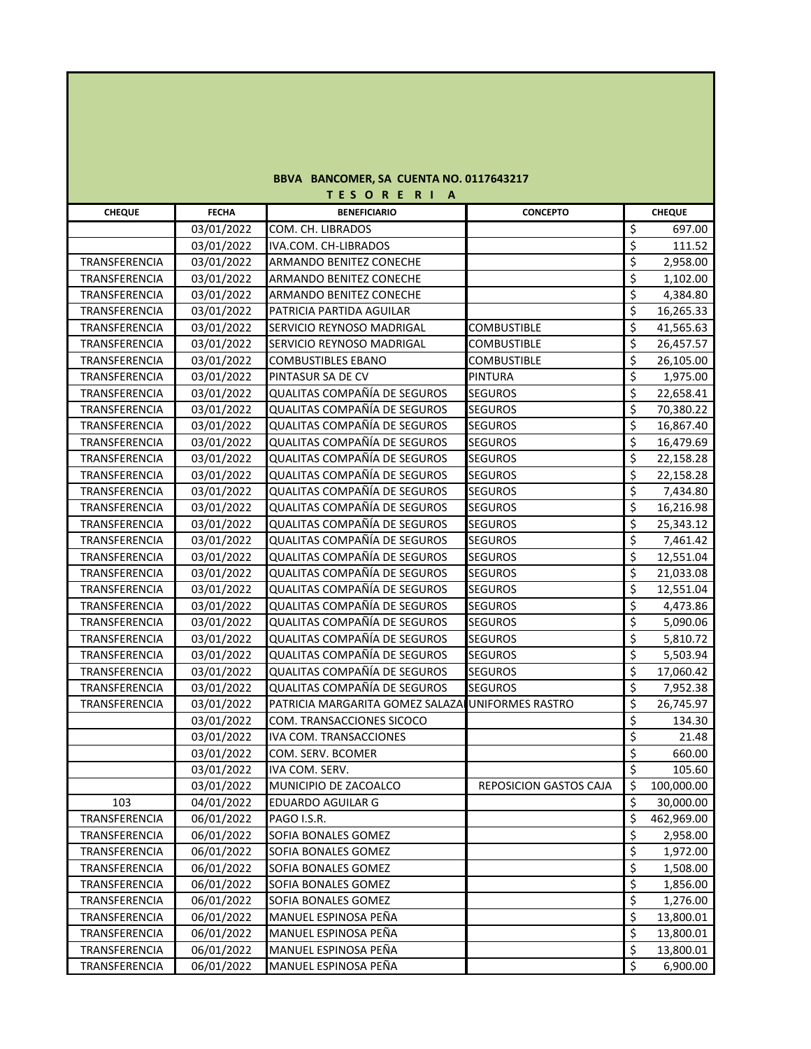**BBVA BANCOMER, SA CUENTA NO. 0117643217**

**T E S O R E R I A**

| CHEQUE | FECHA | BENEFICIARIO | CONCEPTO | CHEQUE |
|---|---|---|---|---|
| | 03/01/2022 | COM. CH. LIBRADOS | | $ 697.00 |
| | 03/01/2022 | IVA.COM. CH-LIBRADOS | | $ 111.52 |
| TRANSFERENCIA | 03/01/2022 | ARMANDO BENITEZ CONECHE | | $ 2,958.00 |
| TRANSFERENCIA | 03/01/2022 | ARMANDO BENITEZ CONECHE | | $ 1,102.00 |
| TRANSFERENCIA | 03/01/2022 | ARMANDO BENITEZ CONECHE | | $ 4,384.80 |
| TRANSFERENCIA | 03/01/2022 | PATRICIA PARTIDA AGUILAR | | $ 16,265.33 |
| TRANSFERENCIA | 03/01/2022 | SERVICIO REYNOSO MADRIGAL | COMBUSTIBLE | $ 41,565.63 |
| TRANSFERENCIA | 03/01/2022 | SERVICIO REYNOSO MADRIGAL | COMBUSTIBLE | $ 26,457.57 |
| TRANSFERENCIA | 03/01/2022 | COMBUSTIBLES EBANO | COMBUSTIBLE | $ 26,105.00 |
| TRANSFERENCIA | 03/01/2022 | PINTASUR SA DE CV | PINTURA | $ 1,975.00 |
| TRANSFERENCIA | 03/01/2022 | QUALITAS COMPAÑÍA DE SEGUROS | SEGUROS | $ 22,658.41 |
| TRANSFERENCIA | 03/01/2022 | QUALITAS COMPAÑÍA DE SEGUROS | SEGUROS | $ 70,380.22 |
| TRANSFERENCIA | 03/01/2022 | QUALITAS COMPAÑÍA DE SEGUROS | SEGUROS | $ 16,867.40 |
| TRANSFERENCIA | 03/01/2022 | QUALITAS COMPAÑÍA DE SEGUROS | SEGUROS | $ 16,479.69 |
| TRANSFERENCIA | 03/01/2022 | QUALITAS COMPAÑÍA DE SEGUROS | SEGUROS | $ 22,158.28 |
| TRANSFERENCIA | 03/01/2022 | QUALITAS COMPAÑÍA DE SEGUROS | SEGUROS | $ 22,158.28 |
| TRANSFERENCIA | 03/01/2022 | QUALITAS COMPAÑÍA DE SEGUROS | SEGUROS | $ 7,434.80 |
| TRANSFERENCIA | 03/01/2022 | QUALITAS COMPAÑÍA DE SEGUROS | SEGUROS | $ 16,216.98 |
| TRANSFERENCIA | 03/01/2022 | QUALITAS COMPAÑÍA DE SEGUROS | SEGUROS | $ 25,343.12 |
| TRANSFERENCIA | 03/01/2022 | QUALITAS COMPAÑÍA DE SEGUROS | SEGUROS | $ 7,461.42 |
| TRANSFERENCIA | 03/01/2022 | QUALITAS COMPAÑÍA DE SEGUROS | SEGUROS | $ 12,551.04 |
| TRANSFERENCIA | 03/01/2022 | QUALITAS COMPAÑÍA DE SEGUROS | SEGUROS | $ 21,033.08 |
| TRANSFERENCIA | 03/01/2022 | QUALITAS COMPAÑÍA DE SEGUROS | SEGUROS | $ 12,551.04 |
| TRANSFERENCIA | 03/01/2022 | QUALITAS COMPAÑÍA DE SEGUROS | SEGUROS | $ 4,473.86 |
| TRANSFERENCIA | 03/01/2022 | QUALITAS COMPAÑÍA DE SEGUROS | SEGUROS | $ 5,090.06 |
| TRANSFERENCIA | 03/01/2022 | QUALITAS COMPAÑÍA DE SEGUROS | SEGUROS | $ 5,810.72 |
| TRANSFERENCIA | 03/01/2022 | QUALITAS COMPAÑÍA DE SEGUROS | SEGUROS | $ 5,503.94 |
| TRANSFERENCIA | 03/01/2022 | QUALITAS COMPAÑÍA DE SEGUROS | SEGUROS | $ 17,060.42 |
| TRANSFERENCIA | 03/01/2022 | QUALITAS COMPAÑÍA DE SEGUROS | SEGUROS | $ 7,952.38 |
| TRANSFERENCIA | 03/01/2022 | PATRICIA MARGARITA GOMEZ SALAZA | UNIFORMES RASTRO | $ 26,745.97 |
| | 03/01/2022 | COM. TRANSACCIONES SICOCO | | $ 134.30 |
| | 03/01/2022 | IVA COM. TRANSACCIONES | | $ 21.48 |
| | 03/01/2022 | COM. SERV. BCOMER | | $ 660.00 |
| | 03/01/2022 | IVA COM. SERV. | | $ 105.60 |
| | 03/01/2022 | MUNICIPIO DE ZACOALCO | REPOSICION GASTOS CAJA | $ 100,000.00 |
| 103 | 04/01/2022 | EDUARDO AGUILAR G | | $ 30,000.00 |
| TRANSFERENCIA | 06/01/2022 | PAGO I.S.R. | | $ 462,969.00 |
| TRANSFERENCIA | 06/01/2022 | SOFIA BONALES GOMEZ | | $ 2,958.00 |
| TRANSFERENCIA | 06/01/2022 | SOFIA BONALES GOMEZ | | $ 1,972.00 |
| TRANSFERENCIA | 06/01/2022 | SOFIA BONALES GOMEZ | | $ 1,508.00 |
| TRANSFERENCIA | 06/01/2022 | SOFIA BONALES GOMEZ | | $ 1,856.00 |
| TRANSFERENCIA | 06/01/2022 | SOFIA BONALES GOMEZ | | $ 1,276.00 |
| TRANSFERENCIA | 06/01/2022 | MANUEL ESPINOSA PEÑA | | $ 13,800.01 |
| TRANSFERENCIA | 06/01/2022 | MANUEL ESPINOSA PEÑA | | $ 13,800.01 |
| TRANSFERENCIA | 06/01/2022 | MANUEL ESPINOSA PEÑA | | $ 13,800.01 |
| TRANSFERENCIA | 06/01/2022 | MANUEL ESPINOSA PEÑA | | $ 6,900.00 |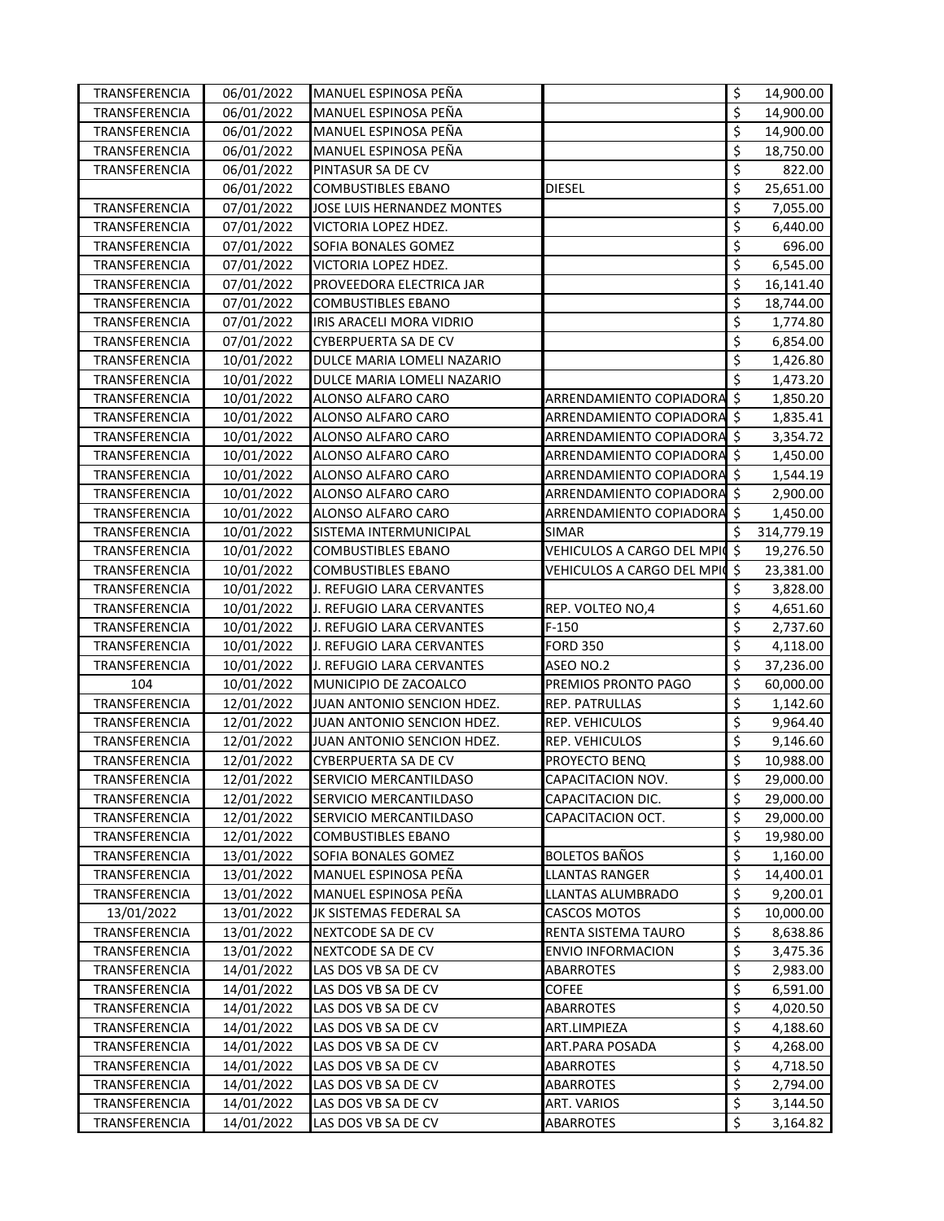| | | | | | |
|---|---|---|---|---|---|
| TRANSFERENCIA | 06/01/2022 | MANUEL ESPINOSA PEÑA | | $ | 14,900.00 |
| TRANSFERENCIA | 06/01/2022 | MANUEL ESPINOSA PEÑA | | $ | 14,900.00 |
| TRANSFERENCIA | 06/01/2022 | MANUEL ESPINOSA PEÑA | | $ | 14,900.00 |
| TRANSFERENCIA | 06/01/2022 | MANUEL ESPINOSA PEÑA | | $ | 18,750.00 |
| TRANSFERENCIA | 06/01/2022 | PINTASUR SA DE CV | | $ | 822.00 |
| | 06/01/2022 | COMBUSTIBLES EBANO | DIESEL | $ | 25,651.00 |
| TRANSFERENCIA | 07/01/2022 | JOSE LUIS HERNANDEZ MONTES | | $ | 7,055.00 |
| TRANSFERENCIA | 07/01/2022 | VICTORIA LOPEZ HDEZ. | | $ | 6,440.00 |
| TRANSFERENCIA | 07/01/2022 | SOFIA BONALES GOMEZ | | $ | 696.00 |
| TRANSFERENCIA | 07/01/2022 | VICTORIA LOPEZ HDEZ. | | $ | 6,545.00 |
| TRANSFERENCIA | 07/01/2022 | PROVEEDORA ELECTRICA JAR | | $ | 16,141.40 |
| TRANSFERENCIA | 07/01/2022 | COMBUSTIBLES EBANO | | $ | 18,744.00 |
| TRANSFERENCIA | 07/01/2022 | IRIS ARACELI MORA VIDRIO | | $ | 1,774.80 |
| TRANSFERENCIA | 07/01/2022 | CYBERPUERTA SA DE CV | | $ | 6,854.00 |
| TRANSFERENCIA | 10/01/2022 | DULCE MARIA LOMELI NAZARIO | | $ | 1,426.80 |
| TRANSFERENCIA | 10/01/2022 | DULCE MARIA LOMELI NAZARIO | | $ | 1,473.20 |
| TRANSFERENCIA | 10/01/2022 | ALONSO ALFARO CARO | ARRENDAMIENTO COPIADORA | $ | 1,850.20 |
| TRANSFERENCIA | 10/01/2022 | ALONSO ALFARO CARO | ARRENDAMIENTO COPIADORA | $ | 1,835.41 |
| TRANSFERENCIA | 10/01/2022 | ALONSO ALFARO CARO | ARRENDAMIENTO COPIADORA | $ | 3,354.72 |
| TRANSFERENCIA | 10/01/2022 | ALONSO ALFARO CARO | ARRENDAMIENTO COPIADORA | $ | 1,450.00 |
| TRANSFERENCIA | 10/01/2022 | ALONSO ALFARO CARO | ARRENDAMIENTO COPIADORA | $ | 1,544.19 |
| TRANSFERENCIA | 10/01/2022 | ALONSO ALFARO CARO | ARRENDAMIENTO COPIADORA | $ | 2,900.00 |
| TRANSFERENCIA | 10/01/2022 | ALONSO ALFARO CARO | ARRENDAMIENTO COPIADORA | $ | 1,450.00 |
| TRANSFERENCIA | 10/01/2022 | SISTEMA INTERMUNICIPAL | SIMAR | $ | 314,779.19 |
| TRANSFERENCIA | 10/01/2022 | COMBUSTIBLES EBANO | VEHICULOS A CARGO DEL MPI | $ | 19,276.50 |
| TRANSFERENCIA | 10/01/2022 | COMBUSTIBLES EBANO | VEHICULOS A CARGO DEL MPI | $ | 23,381.00 |
| TRANSFERENCIA | 10/01/2022 | J. REFUGIO LARA CERVANTES | | $ | 3,828.00 |
| TRANSFERENCIA | 10/01/2022 | J. REFUGIO LARA CERVANTES | REP. VOLTEO NO,4 | $ | 4,651.60 |
| TRANSFERENCIA | 10/01/2022 | J. REFUGIO LARA CERVANTES | F-150 | $ | 2,737.60 |
| TRANSFERENCIA | 10/01/2022 | J. REFUGIO LARA CERVANTES | FORD 350 | $ | 4,118.00 |
| TRANSFERENCIA | 10/01/2022 | J. REFUGIO LARA CERVANTES | ASEO NO.2 | $ | 37,236.00 |
| 104 | 10/01/2022 | MUNICIPIO DE ZACOALCO | PREMIOS PRONTO PAGO | $ | 60,000.00 |
| TRANSFERENCIA | 12/01/2022 | JUAN ANTONIO SENCION HDEZ. | REP. PATRULLAS | $ | 1,142.60 |
| TRANSFERENCIA | 12/01/2022 | JUAN ANTONIO SENCION HDEZ. | REP. VEHICULOS | $ | 9,964.40 |
| TRANSFERENCIA | 12/01/2022 | JUAN ANTONIO SENCION HDEZ. | REP. VEHICULOS | $ | 9,146.60 |
| TRANSFERENCIA | 12/01/2022 | CYBERPUERTA SA DE CV | PROYECTO BENQ | $ | 10,988.00 |
| TRANSFERENCIA | 12/01/2022 | SERVICIO MERCANTILDASO | CAPACITACION NOV. | $ | 29,000.00 |
| TRANSFERENCIA | 12/01/2022 | SERVICIO MERCANTILDASO | CAPACITACION DIC. | $ | 29,000.00 |
| TRANSFERENCIA | 12/01/2022 | SERVICIO MERCANTILDASO | CAPACITACION OCT. | $ | 29,000.00 |
| TRANSFERENCIA | 12/01/2022 | COMBUSTIBLES EBANO | | $ | 19,980.00 |
| TRANSFERENCIA | 13/01/2022 | SOFIA BONALES GOMEZ | BOLETOS BAÑOS | $ | 1,160.00 |
| TRANSFERENCIA | 13/01/2022 | MANUEL ESPINOSA PEÑA | LLANTAS RANGER | $ | 14,400.01 |
| TRANSFERENCIA | 13/01/2022 | MANUEL ESPINOSA PEÑA | LLANTAS ALUMBRADO | $ | 9,200.01 |
| 13/01/2022 | 13/01/2022 | JK SISTEMAS FEDERAL SA | CASCOS MOTOS | $ | 10,000.00 |
| TRANSFERENCIA | 13/01/2022 | NEXTCODE SA DE CV | RENTA SISTEMA TAURO | $ | 8,638.86 |
| TRANSFERENCIA | 13/01/2022 | NEXTCODE SA DE CV | ENVIO INFORMACION | $ | 3,475.36 |
| TRANSFERENCIA | 14/01/2022 | LAS DOS VB SA DE CV | ABARROTES | $ | 2,983.00 |
| TRANSFERENCIA | 14/01/2022 | LAS DOS VB SA DE CV | COFEE | $ | 6,591.00 |
| TRANSFERENCIA | 14/01/2022 | LAS DOS VB SA DE CV | ABARROTES | $ | 4,020.50 |
| TRANSFERENCIA | 14/01/2022 | LAS DOS VB SA DE CV | ART.LIMPIEZA | $ | 4,188.60 |
| TRANSFERENCIA | 14/01/2022 | LAS DOS VB SA DE CV | ART.PARA POSADA | $ | 4,268.00 |
| TRANSFERENCIA | 14/01/2022 | LAS DOS VB SA DE CV | ABARROTES | $ | 4,718.50 |
| TRANSFERENCIA | 14/01/2022 | LAS DOS VB SA DE CV | ABARROTES | $ | 2,794.00 |
| TRANSFERENCIA | 14/01/2022 | LAS DOS VB SA DE CV | ART. VARIOS | $ | 3,144.50 |
| TRANSFERENCIA | 14/01/2022 | LAS DOS VB SA DE CV | ABARROTES | $ | 3,164.82 |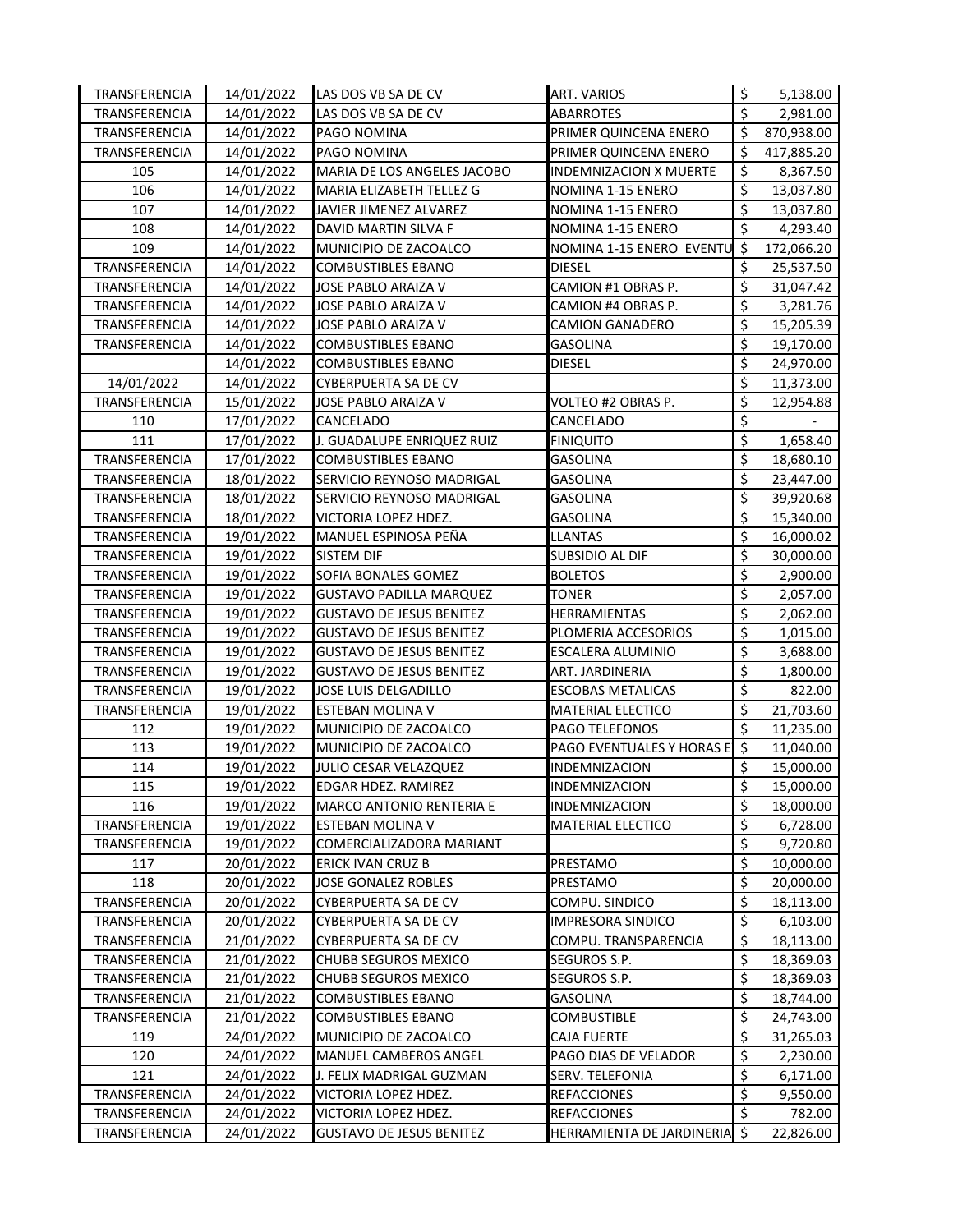| | | | | |
|---|---|---|---|---|
| TRANSFERENCIA | 14/01/2022 | LAS DOS VB SA DE CV | ART. VARIOS | $ 5,138.00 |
| TRANSFERENCIA | 14/01/2022 | LAS DOS VB SA DE CV | ABARROTES | $ 2,981.00 |
| TRANSFERENCIA | 14/01/2022 | PAGO NOMINA | PRIMER QUINCENA ENERO | $ 870,938.00 |
| TRANSFERENCIA | 14/01/2022 | PAGO NOMINA | PRIMER QUINCENA ENERO | $ 417,885.20 |
| 105 | 14/01/2022 | MARIA DE LOS ANGELES JACOBO | INDEMNIZACION X MUERTE | $ 8,367.50 |
| 106 | 14/01/2022 | MARIA ELIZABETH TELLEZ G | NOMINA 1-15 ENERO | $ 13,037.80 |
| 107 | 14/01/2022 | JAVIER JIMENEZ ALVAREZ | NOMINA 1-15 ENERO | $ 13,037.80 |
| 108 | 14/01/2022 | DAVID MARTIN SILVA F | NOMINA 1-15 ENERO | $ 4,293.40 |
| 109 | 14/01/2022 | MUNICIPIO DE ZACOALCO | NOMINA 1-15 ENERO EVENTU | $ 172,066.20 |
| TRANSFERENCIA | 14/01/2022 | COMBUSTIBLES EBANO | DIESEL | $ 25,537.50 |
| TRANSFERENCIA | 14/01/2022 | JOSE PABLO ARAIZA V | CAMION #1 OBRAS P. | $ 31,047.42 |
| TRANSFERENCIA | 14/01/2022 | JOSE PABLO ARAIZA V | CAMION #4 OBRAS P. | $ 3,281.76 |
| TRANSFERENCIA | 14/01/2022 | JOSE PABLO ARAIZA V | CAMION GANADERO | $ 15,205.39 |
| TRANSFERENCIA | 14/01/2022 | COMBUSTIBLES EBANO | GASOLINA | $ 19,170.00 |
| | 14/01/2022 | COMBUSTIBLES EBANO | DIESEL | $ 24,970.00 |
| 14/01/2022 | 14/01/2022 | CYBERPUERTA SA DE CV | | $ 11,373.00 |
| TRANSFERENCIA | 15/01/2022 | JOSE PABLO ARAIZA V | VOLTEO #2 OBRAS P. | $ 12,954.88 |
| 110 | 17/01/2022 | CANCELADO | CANCELADO | $ - |
| 111 | 17/01/2022 | J. GUADALUPE ENRIQUEZ RUIZ | FINIQUITO | $ 1,658.40 |
| TRANSFERENCIA | 17/01/2022 | COMBUSTIBLES EBANO | GASOLINA | $ 18,680.10 |
| TRANSFERENCIA | 18/01/2022 | SERVICIO REYNOSO MADRIGAL | GASOLINA | $ 23,447.00 |
| TRANSFERENCIA | 18/01/2022 | SERVICIO REYNOSO MADRIGAL | GASOLINA | $ 39,920.68 |
| TRANSFERENCIA | 18/01/2022 | VICTORIA LOPEZ HDEZ. | GASOLINA | $ 15,340.00 |
| TRANSFERENCIA | 19/01/2022 | MANUEL ESPINOSA PEÑA | LLANTAS | $ 16,000.02 |
| TRANSFERENCIA | 19/01/2022 | SISTEM DIF | SUBSIDIO AL DIF | $ 30,000.00 |
| TRANSFERENCIA | 19/01/2022 | SOFIA BONALES GOMEZ | BOLETOS | $ 2,900.00 |
| TRANSFERENCIA | 19/01/2022 | GUSTAVO PADILLA MARQUEZ | TONER | $ 2,057.00 |
| TRANSFERENCIA | 19/01/2022 | GUSTAVO DE JESUS BENITEZ | HERRAMIENTAS | $ 2,062.00 |
| TRANSFERENCIA | 19/01/2022 | GUSTAVO DE JESUS BENITEZ | PLOMERIA ACCESORIOS | $ 1,015.00 |
| TRANSFERENCIA | 19/01/2022 | GUSTAVO DE JESUS BENITEZ | ESCALERA ALUMINIO | $ 3,688.00 |
| TRANSFERENCIA | 19/01/2022 | GUSTAVO DE JESUS BENITEZ | ART. JARDINERIA | $ 1,800.00 |
| TRANSFERENCIA | 19/01/2022 | JOSE LUIS DELGADILLO | ESCOBAS METALICAS | $ 822.00 |
| TRANSFERENCIA | 19/01/2022 | ESTEBAN MOLINA V | MATERIAL ELECTICO | $ 21,703.60 |
| 112 | 19/01/2022 | MUNICIPIO DE ZACOALCO | PAGO TELEFONOS | $ 11,235.00 |
| 113 | 19/01/2022 | MUNICIPIO DE ZACOALCO | PAGO EVENTUALES Y HORAS E | $ 11,040.00 |
| 114 | 19/01/2022 | JULIO CESAR VELAZQUEZ | INDEMNIZACION | $ 15,000.00 |
| 115 | 19/01/2022 | EDGAR HDEZ. RAMIREZ | INDEMNIZACION | $ 15,000.00 |
| 116 | 19/01/2022 | MARCO ANTONIO RENTERIA E | INDEMNIZACION | $ 18,000.00 |
| TRANSFERENCIA | 19/01/2022 | ESTEBAN MOLINA V | MATERIAL ELECTICO | $ 6,728.00 |
| TRANSFERENCIA | 19/01/2022 | COMERCIALIZADORA MARIANT | | $ 9,720.80 |
| 117 | 20/01/2022 | ERICK IVAN CRUZ B | PRESTAMO | $ 10,000.00 |
| 118 | 20/01/2022 | JOSE GONALEZ ROBLES | PRESTAMO | $ 20,000.00 |
| TRANSFERENCIA | 20/01/2022 | CYBERPUERTA SA DE CV | COMPU. SINDICO | $ 18,113.00 |
| TRANSFERENCIA | 20/01/2022 | CYBERPUERTA SA DE CV | IMPRESORA SINDICO | $ 6,103.00 |
| TRANSFERENCIA | 21/01/2022 | CYBERPUERTA SA DE CV | COMPU. TRANSPARENCIA | $ 18,113.00 |
| TRANSFERENCIA | 21/01/2022 | CHUBB SEGUROS MEXICO | SEGUROS S.P. | $ 18,369.03 |
| TRANSFERENCIA | 21/01/2022 | CHUBB SEGUROS MEXICO | SEGUROS S.P. | $ 18,369.03 |
| TRANSFERENCIA | 21/01/2022 | COMBUSTIBLES EBANO | GASOLINA | $ 18,744.00 |
| TRANSFERENCIA | 21/01/2022 | COMBUSTIBLES EBANO | COMBUSTIBLE | $ 24,743.00 |
| 119 | 24/01/2022 | MUNICIPIO DE ZACOALCO | CAJA FUERTE | $ 31,265.03 |
| 120 | 24/01/2022 | MANUEL CAMBEROS ANGEL | PAGO DIAS DE VELADOR | $ 2,230.00 |
| 121 | 24/01/2022 | J. FELIX MADRIGAL GUZMAN | SERV. TELEFONIA | $ 6,171.00 |
| TRANSFERENCIA | 24/01/2022 | VICTORIA LOPEZ HDEZ. | REFACCIONES | $ 9,550.00 |
| TRANSFERENCIA | 24/01/2022 | VICTORIA LOPEZ HDEZ. | REFACCIONES | $ 782.00 |
| TRANSFERENCIA | 24/01/2022 | GUSTAVO DE JESUS BENITEZ | HERRAMIENTA DE JARDINERIA | $ 22,826.00 |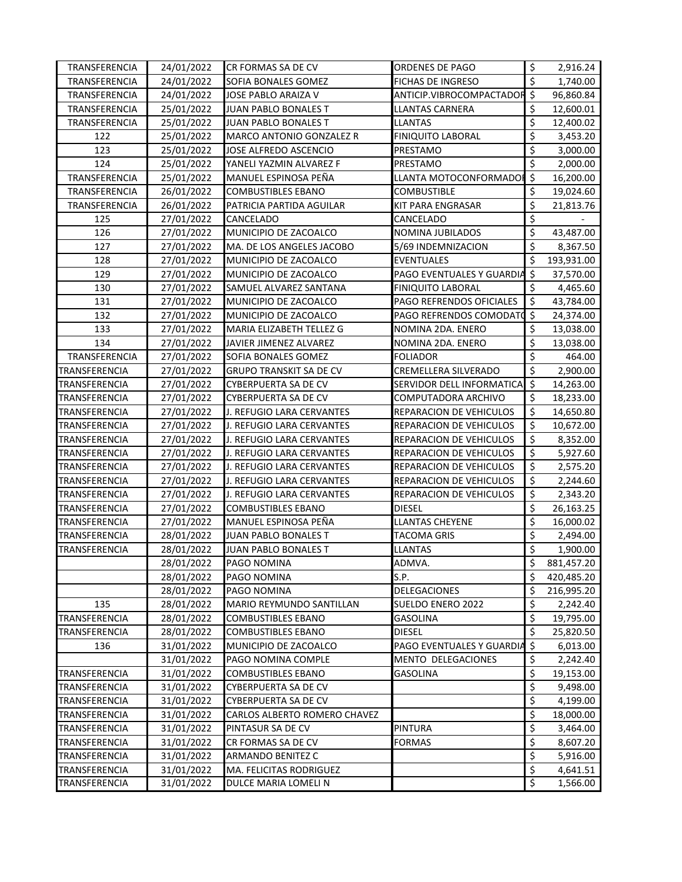| | | | | | |
|---|---|---|---|---|---|
| TRANSFERENCIA | 24/01/2022 | CR FORMAS SA DE CV | ORDENES DE PAGO | $ | 2,916.24 |
| TRANSFERENCIA | 24/01/2022 | SOFIA BONALES GOMEZ | FICHAS DE INGRESO | $ | 1,740.00 |
| TRANSFERENCIA | 24/01/2022 | JOSE PABLO ARAIZA V | ANTICIP.VIBROCOMPACTADOR | $ | 96,860.84 |
| TRANSFERENCIA | 25/01/2022 | JUAN PABLO BONALES T | LLANTAS CARNERA | $ | 12,600.01 |
| TRANSFERENCIA | 25/01/2022 | JUAN PABLO BONALES T | LLANTAS | $ | 12,400.02 |
| 122 | 25/01/2022 | MARCO ANTONIO GONZALEZ R | FINIQUITO LABORAL | $ | 3,453.20 |
| 123 | 25/01/2022 | JOSE ALFREDO ASCENCIO | PRESTAMO | $ | 3,000.00 |
| 124 | 25/01/2022 | YANELI YAZMIN ALVAREZ F | PRESTAMO | $ | 2,000.00 |
| TRANSFERENCIA | 25/01/2022 | MANUEL ESPINOSA PEÑA | LLANTA MOTOCONFORMADOR | $ | 16,200.00 |
| TRANSFERENCIA | 26/01/2022 | COMBUSTIBLES EBANO | COMBUSTIBLE | $ | 19,024.60 |
| TRANSFERENCIA | 26/01/2022 | PATRICIA PARTIDA AGUILAR | KIT PARA ENGRASAR | $ | 21,813.76 |
| 125 | 27/01/2022 | CANCELADO | CANCELADO | $ | - |
| 126 | 27/01/2022 | MUNICIPIO DE ZACOALCO | NOMINA JUBILADOS | $ | 43,487.00 |
| 127 | 27/01/2022 | MA. DE LOS ANGELES JACOBO | 5/69 INDEMNIZACION | $ | 8,367.50 |
| 128 | 27/01/2022 | MUNICIPIO DE ZACOALCO | EVENTUALES | $ | 193,931.00 |
| 129 | 27/01/2022 | MUNICIPIO DE ZACOALCO | PAGO EVENTUALES Y GUARDIA | $ | 37,570.00 |
| 130 | 27/01/2022 | SAMUEL ALVAREZ SANTANA | FINIQUITO LABORAL | $ | 4,465.60 |
| 131 | 27/01/2022 | MUNICIPIO DE ZACOALCO | PAGO REFRENDOS OFICIALES | $ | 43,784.00 |
| 132 | 27/01/2022 | MUNICIPIO DE ZACOALCO | PAGO REFRENDOS COMODATO | $ | 24,374.00 |
| 133 | 27/01/2022 | MARIA ELIZABETH TELLEZ G | NOMINA 2DA. ENERO | $ | 13,038.00 |
| 134 | 27/01/2022 | JAVIER JIMENEZ ALVAREZ | NOMINA 2DA. ENERO | $ | 13,038.00 |
| TRANSFERENCIA | 27/01/2022 | SOFIA BONALES GOMEZ | FOLIADOR | $ | 464.00 |
| TRANSFERENCIA | 27/01/2022 | GRUPO TRANSKIT SA DE CV | CREMELLERA SILVERADO | $ | 2,900.00 |
| TRANSFERENCIA | 27/01/2022 | CYBERPUERTA SA DE CV | SERVIDOR DELL INFORMATICA | $ | 14,263.00 |
| TRANSFERENCIA | 27/01/2022 | CYBERPUERTA SA DE CV | COMPUTADORA ARCHIVO | $ | 18,233.00 |
| TRANSFERENCIA | 27/01/2022 | J. REFUGIO LARA CERVANTES | REPARACION DE VEHICULOS | $ | 14,650.80 |
| TRANSFERENCIA | 27/01/2022 | J. REFUGIO LARA CERVANTES | REPARACION DE VEHICULOS | $ | 10,672.00 |
| TRANSFERENCIA | 27/01/2022 | J. REFUGIO LARA CERVANTES | REPARACION DE VEHICULOS | $ | 8,352.00 |
| TRANSFERENCIA | 27/01/2022 | J. REFUGIO LARA CERVANTES | REPARACION DE VEHICULOS | $ | 5,927.60 |
| TRANSFERENCIA | 27/01/2022 | J. REFUGIO LARA CERVANTES | REPARACION DE VEHICULOS | $ | 2,575.20 |
| TRANSFERENCIA | 27/01/2022 | J. REFUGIO LARA CERVANTES | REPARACION DE VEHICULOS | $ | 2,244.60 |
| TRANSFERENCIA | 27/01/2022 | J. REFUGIO LARA CERVANTES | REPARACION DE VEHICULOS | $ | 2,343.20 |
| TRANSFERENCIA | 27/01/2022 | COMBUSTIBLES EBANO | DIESEL | $ | 26,163.25 |
| TRANSFERENCIA | 27/01/2022 | MANUEL ESPINOSA PEÑA | LLANTAS CHEYENE | $ | 16,000.02 |
| TRANSFERENCIA | 28/01/2022 | JUAN PABLO BONALES T | TACOMA GRIS | $ | 2,494.00 |
| TRANSFERENCIA | 28/01/2022 | JUAN PABLO BONALES T | LLANTAS | $ | 1,900.00 |
| | 28/01/2022 | PAGO NOMINA | ADMVA. | $ | 881,457.20 |
| | 28/01/2022 | PAGO NOMINA | S.P. | $ | 420,485.20 |
| | 28/01/2022 | PAGO NOMINA | DELEGACIONES | $ | 216,995.20 |
| 135 | 28/01/2022 | MARIO REYMUNDO SANTILLAN | SUELDO ENERO 2022 | $ | 2,242.40 |
| TRANSFERENCIA | 28/01/2022 | COMBUSTIBLES EBANO | GASOLINA | $ | 19,795.00 |
| TRANSFERENCIA | 28/01/2022 | COMBUSTIBLES EBANO | DIESEL | $ | 25,820.50 |
| 136 | 31/01/2022 | MUNICIPIO DE ZACOALCO | PAGO EVENTUALES Y GUARDIA | $ | 6,013.00 |
| | 31/01/2022 | PAGO NOMINA COMPLE | MENTO DELEGACIONES | $ | 2,242.40 |
| TRANSFERENCIA | 31/01/2022 | COMBUSTIBLES EBANO | GASOLINA | $ | 19,153.00 |
| TRANSFERENCIA | 31/01/2022 | CYBERPUERTA SA DE CV | | $ | 9,498.00 |
| TRANSFERENCIA | 31/01/2022 | CYBERPUERTA SA DE CV | | $ | 4,199.00 |
| TRANSFERENCIA | 31/01/2022 | CARLOS ALBERTO ROMERO CHAVEZ | | $ | 18,000.00 |
| TRANSFERENCIA | 31/01/2022 | PINTASUR SA DE CV | PINTURA | $ | 3,464.00 |
| TRANSFERENCIA | 31/01/2022 | CR FORMAS SA DE CV | FORMAS | $ | 8,607.20 |
| TRANSFERENCIA | 31/01/2022 | ARMANDO BENITEZ C | | $ | 5,916.00 |
| TRANSFERENCIA | 31/01/2022 | MA. FELICITAS RODRIGUEZ | | $ | 4,641.51 |
| TRANSFERENCIA | 31/01/2022 | DULCE MARIA LOMELI N | | $ | 1,566.00 |